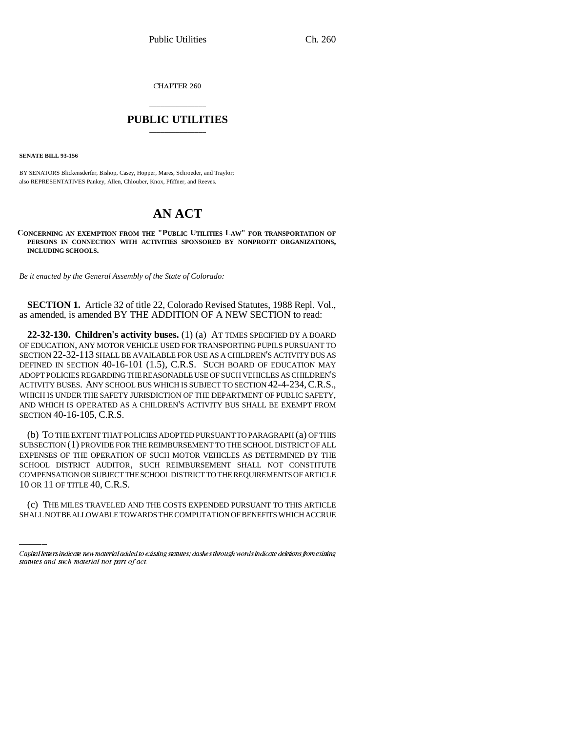CHAPTER 260

## PUBLIC UTILITIES

**SENATE BILL 93-156**

BY SENATORS Blickensderfer, Bishop, Casey, Hopper, Mares, Schroeder, and Traylor;
also REPRESENTATIVES Pankey, Allen, Chlouber, Knox, Pfiffner, and Reeves.

# AN ACT

**CONCERNING AN EXEMPTION FROM THE "PUBLIC UTILITIES LAW" FOR TRANSPORTATION OF PERSONS IN CONNECTION WITH ACTIVITIES SPONSORED BY NONPROFIT ORGANIZATIONS, INCLUDING SCHOOLS.**

*Be it enacted by the General Assembly of the State of Colorado:*

**SECTION 1.** Article 32 of title 22, Colorado Revised Statutes, 1988 Repl. Vol., as amended, is amended BY THE ADDITION OF A NEW SECTION to read:

**22-32-130. Children's activity buses.** (1) (a) AT TIMES SPECIFIED BY A BOARD OF EDUCATION, ANY MOTOR VEHICLE USED FOR TRANSPORTING PUPILS PURSUANT TO SECTION 22-32-113 SHALL BE AVAILABLE FOR USE AS A CHILDREN'S ACTIVITY BUS AS DEFINED IN SECTION 40-16-101 (1.5), C.R.S. SUCH BOARD OF EDUCATION MAY ADOPT POLICIES REGARDING THE REASONABLE USE OF SUCH VEHICLES AS CHILDREN'S ACTIVITY BUSES. ANY SCHOOL BUS WHICH IS SUBJECT TO SECTION 42-4-234, C.R.S., WHICH IS UNDER THE SAFETY JURISDICTION OF THE DEPARTMENT OF PUBLIC SAFETY, AND WHICH IS OPERATED AS A CHILDREN'S ACTIVITY BUS SHALL BE EXEMPT FROM SECTION 40-16-105, C.R.S.

(b) TO THE EXTENT THAT POLICIES ADOPTED PURSUANT TO PARAGRAPH (a) OF THIS SUBSECTION (1) PROVIDE FOR THE REIMBURSEMENT TO THE SCHOOL DISTRICT OF ALL EXPENSES OF THE OPERATION OF SUCH MOTOR VEHICLES AS DETERMINED BY THE SCHOOL DISTRICT AUDITOR, SUCH REIMBURSEMENT SHALL NOT CONSTITUTE COMPENSATION OR SUBJECT THE SCHOOL DISTRICT TO THE REQUIREMENTS OF ARTICLE 10 OR 11 OF TITLE 40, C.R.S.

(c) THE MILES TRAVELED AND THE COSTS EXPENDED PURSUANT TO THIS ARTICLE SHALL NOT BE ALLOWABLE TOWARDS THE COMPUTATION OF BENEFITS WHICH ACCRUE

*Capital letters indicate new material added to existing statutes; dashes through words indicate deletions from existing statutes and such material not part of act.*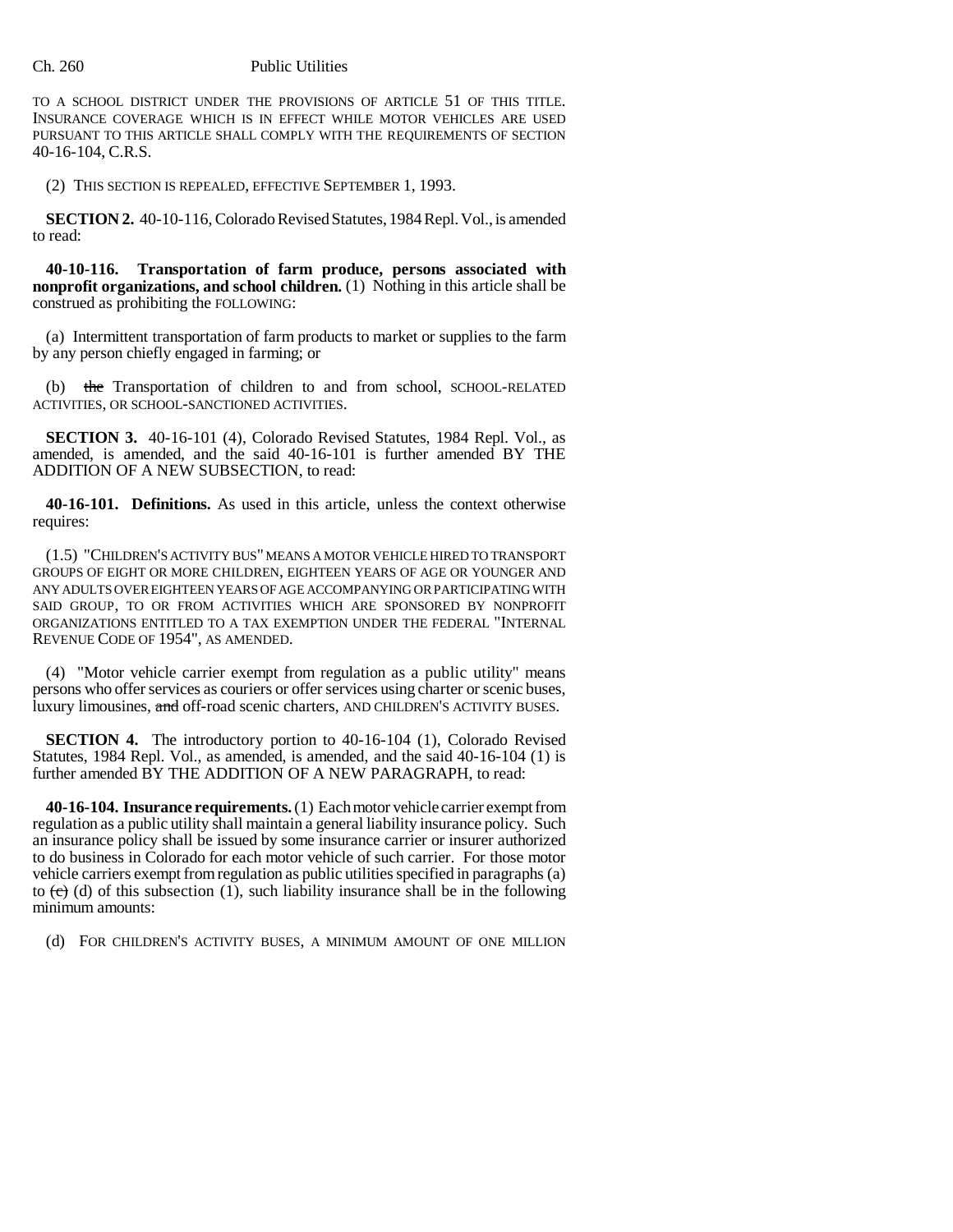TO A SCHOOL DISTRICT UNDER THE PROVISIONS OF ARTICLE 51 OF THIS TITLE. INSURANCE COVERAGE WHICH IS IN EFFECT WHILE MOTOR VEHICLES ARE USED PURSUANT TO THIS ARTICLE SHALL COMPLY WITH THE REQUIREMENTS OF SECTION 40-16-104, C.R.S.

(2) THIS SECTION IS REPEALED, EFFECTIVE SEPTEMBER 1, 1993.

**SECTION 2.** 40-10-116, Colorado Revised Statutes, 1984 Repl. Vol., is amended to read:

**40-10-116. Transportation of farm produce, persons associated with nonprofit organizations, and school children.** (1) Nothing in this article shall be construed as prohibiting the FOLLOWING:

(a) Intermittent transportation of farm products to market or supplies to the farm by any person chiefly engaged in farming; or

(b) ~~the~~ Transportation of children to and from school, SCHOOL-RELATED ACTIVITIES, OR SCHOOL-SANCTIONED ACTIVITIES.

**SECTION 3.** 40-16-101 (4), Colorado Revised Statutes, 1984 Repl. Vol., as amended, is amended, and the said 40-16-101 is further amended BY THE ADDITION OF A NEW SUBSECTION, to read:

**40-16-101. Definitions.** As used in this article, unless the context otherwise requires:

(1.5) "CHILDREN'S ACTIVITY BUS" MEANS A MOTOR VEHICLE HIRED TO TRANSPORT GROUPS OF EIGHT OR MORE CHILDREN, EIGHTEEN YEARS OF AGE OR YOUNGER AND ANY ADULTS OVER EIGHTEEN YEARS OF AGE ACCOMPANYING OR PARTICIPATING WITH SAID GROUP, TO OR FROM ACTIVITIES WHICH ARE SPONSORED BY NONPROFIT ORGANIZATIONS ENTITLED TO A TAX EXEMPTION UNDER THE FEDERAL "INTERNAL REVENUE CODE OF 1954", AS AMENDED.

(4) "Motor vehicle carrier exempt from regulation as a public utility" means persons who offer services as couriers or offer services using charter or scenic buses, luxury limousines, ~~and~~ off-road scenic charters, AND CHILDREN'S ACTIVITY BUSES.

**SECTION 4.** The introductory portion to 40-16-104 (1), Colorado Revised Statutes, 1984 Repl. Vol., as amended, is amended, and the said 40-16-104 (1) is further amended BY THE ADDITION OF A NEW PARAGRAPH, to read:

**40-16-104. Insurance requirements.** (1) Each motor vehicle carrier exempt from regulation as a public utility shall maintain a general liability insurance policy. Such an insurance policy shall be issued by some insurance carrier or insurer authorized to do business in Colorado for each motor vehicle of such carrier. For those motor vehicle carriers exempt from regulation as public utilities specified in paragraphs (a) to ~~(c)~~ (d) of this subsection (1), such liability insurance shall be in the following minimum amounts:

(d) FOR CHILDREN'S ACTIVITY BUSES, A MINIMUM AMOUNT OF ONE MILLION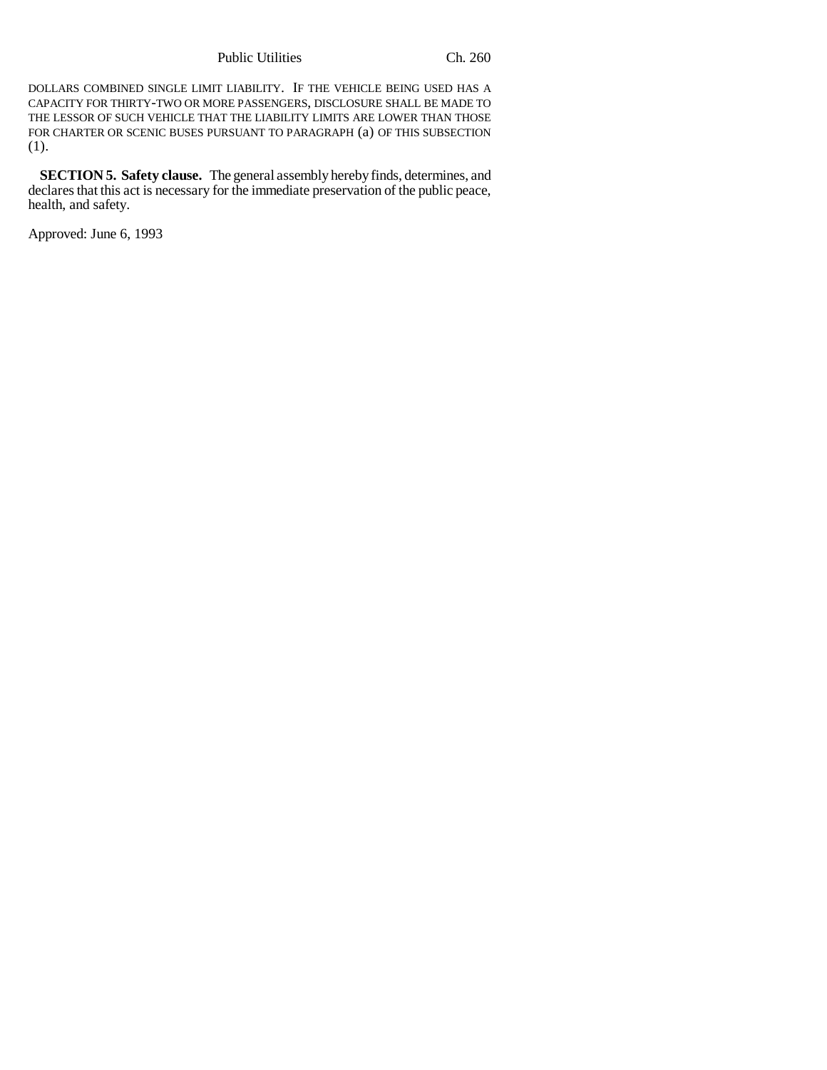DOLLARS COMBINED SINGLE LIMIT LIABILITY. IF THE VEHICLE BEING USED HAS A CAPACITY FOR THIRTY-TWO OR MORE PASSENGERS, DISCLOSURE SHALL BE MADE TO THE LESSOR OF SUCH VEHICLE THAT THE LIABILITY LIMITS ARE LOWER THAN THOSE FOR CHARTER OR SCENIC BUSES PURSUANT TO PARAGRAPH (a) OF THIS SUBSECTION (1).

**SECTION 5. Safety clause.** The general assembly hereby finds, determines, and declares that this act is necessary for the immediate preservation of the public peace, health, and safety.

Approved: June 6, 1993